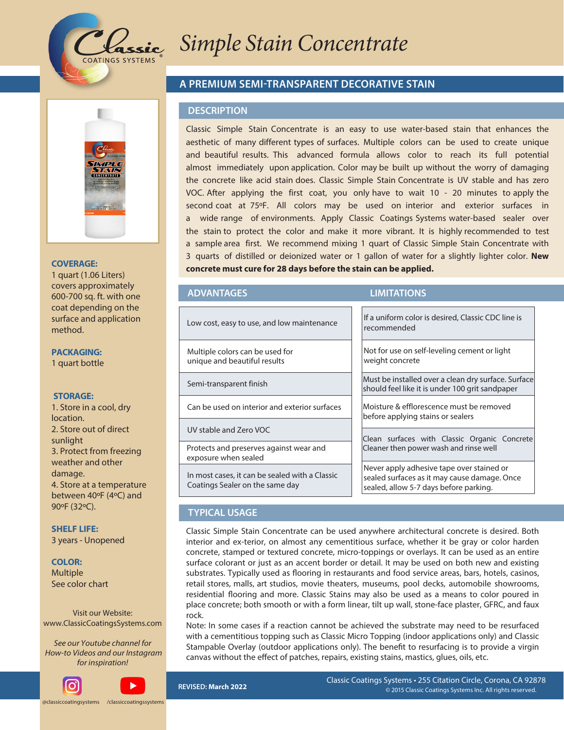# Simple Stain Concentrate

## A PREMIUM SEMI-TRANSPARENT DECORATIVE STAIN

### DESCRIPTION

Classic Simple Stain Concentrate is an easy to use water-based stain that enhances the aesthetic of many different types of surfaces. Multiple colors can be used to create unique and beautiful results. This advanced formula allows color to reach its full potential almost immediately upon application. Color may be built up without the worry of damaging the concrete like acid stain does. Classic Simple Stain Concentrate is UV stable and has zero VOC. After applying the first coat, you only have to wait 10 - 20 minutes to apply the second coat at 75ºF. All colors may be used on interior and exterior surfaces in a wide range of environments. Apply Classic Coatings Systems water-based sealer over the stain to protect the color and make it more vibrant. It is highly recommended to test a sample area first. We recommend mixing 1 quart of Classic Simple Stain Concentrate with 3 quarts of distilled or deionized water or 1 gallon of water for a slightly lighter color. **New concrete must cure for 28 days before the stain can be applied.**

| ADVANTAGES | LIMITATIONS |
| --- | --- |
| Low cost, easy to use, and low maintenance | If a uniform color is desired, Classic CDC line is recommended |
| Multiple colors can be used for unique and beautiful results | Not for use on self-leveling cement or light weight concrete |
| Semi-transparent finish | Must be installed over a clean dry surface. Surface should feel like it is under 100 grit sandpaper |
| Can be used on interior and exterior surfaces | Moisture & efflorescence must be removed before applying stains or sealers |
| UV stable and Zero VOC | Clean surfaces with Classic Organic Concrete Cleaner then power wash and rinse well |
| Protects and preserves against wear and exposure when sealed | |
| In most cases, it can be sealed with a Classic Coatings Sealer on the same day | Never apply adhesive tape over stained or sealed surfaces as it may cause damage. Once sealed, allow 5-7 days before parking. |

### TYPICAL USAGE

Classic Simple Stain Concentrate can be used anywhere architectural concrete is desired. Both interior and ex-terior, on almost any cementitious surface, whether it be gray or color harden concrete, stamped or textured concrete, micro-toppings or overlays. It can be used as an entire surface colorant or just as an accent border or detail. It may be used on both new and existing substrates. Typically used as flooring in restaurants and food service areas, bars, hotels, casinos, retail stores, malls, art studios, movie theaters, museums, pool decks, automobile showrooms, residential flooring and more. Classic Stains may also be used as a means to color poured in place concrete; both smooth or with a form linear, tilt up wall, stone-face plaster, GFRC, and faux rock.

Note: In some cases if a reaction cannot be achieved the substrate may need to be resurfaced with a cementitious topping such as Classic Micro Topping (indoor applications only) and Classic Stampable Overlay (outdoor applications only). The benefit to resurfacing is to provide a virgin canvas without the effect of patches, repairs, existing stains, mastics, glues, oils, etc.

**COVERAGE:**
1 quart (1.06 Liters) covers approximately 600-700 sq. ft. with one coat depending on the surface and application method.

**PACKAGING:**
1 quart bottle

**STORAGE:**
1. Store in a cool, dry location.
2. Store out of direct sunlight
3. Protect from freezing weather and other damage.
4. Store at a temperature between 40ºF (4ºC) and 90ºF (32ºC).

**SHELF LIFE:**
3 years - Unopened

**COLOR:**
Multiple
See color chart

Visit our Website:
www.ClassicCoatingsSystems.com

*See our Youtube channel for How-to Videos and our Instagram for inspiration!*

@classiccoatingsystems /classiccoatingssystems

**REVISED: March 2022**

Classic Coatings Systems • 255 Citation Circle, Corona, CA 92878
© 2015 Classic Coatings Systems Inc. All rights reserved.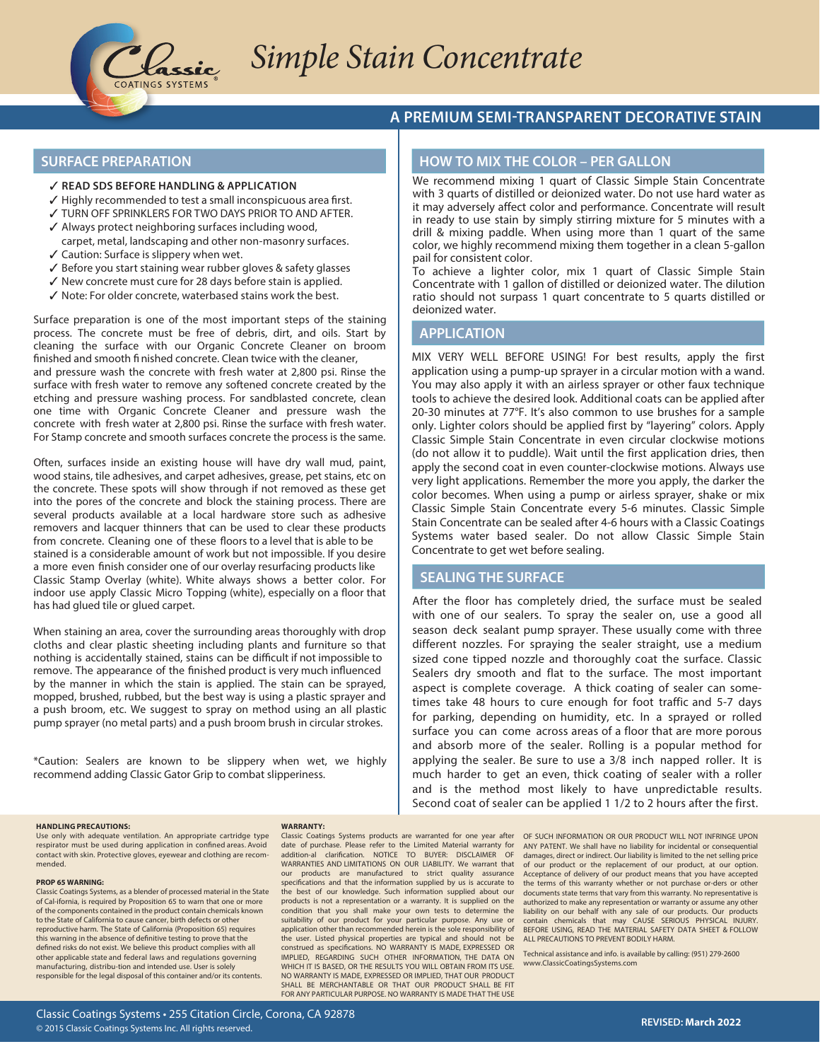# Simple Stain Concentrate

## A PREMIUM SEMI-TRANSPARENT DECORATIVE STAIN

## SURFACE PREPARATION

- ✓ **READ SDS BEFORE HANDLING & APPLICATION**
- ✓ Highly recommended to test a small inconspicuous area first.
- ✓ TURN OFF SPRINKLERS FOR TWO DAYS PRIOR TO AND AFTER.
- ✓ Always protect neighboring surfaces including wood, carpet, metal, landscaping and other non-masonry surfaces.
- ✓ Caution: Surface is slippery when wet.
- ✓ Before you start staining wear rubber gloves & safety glasses
- ✓ New concrete must cure for 28 days before stain is applied.
- ✓ Note: For older concrete, waterbased stains work the best.

Surface preparation is one of the most important steps of the staining process. The concrete must be free of debris, dirt, and oils. Start by cleaning the surface with our Organic Concrete Cleaner on broom finished and smooth finished concrete. Clean twice with the cleaner, and pressure wash the concrete with fresh water at 2,800 psi. Rinse the surface with fresh water to remove any softened concrete created by the etching and pressure washing process. For sandblasted concrete, clean one time with Organic Concrete Cleaner and pressure wash the concrete with fresh water at 2,800 psi. Rinse the surface with fresh water. For Stamp concrete and smooth surfaces concrete the process is the same.

Often, surfaces inside an existing house will have dry wall mud, paint, wood stains, tile adhesives, and carpet adhesives, grease, pet stains, etc on the concrete. These spots will show through if not removed as these get into the pores of the concrete and block the staining process. There are several products available at a local hardware store such as adhesive removers and lacquer thinners that can be used to clear these products from concrete. Cleaning one of these floors to a level that is able to be stained is a considerable amount of work but not impossible. If you desire a more even finish consider one of our overlay resurfacing products like Classic Stamp Overlay (white). White always shows a better color. For indoor use apply Classic Micro Topping (white), especially on a floor that has had glued tile or glued carpet.

When staining an area, cover the surrounding areas thoroughly with drop cloths and clear plastic sheeting including plants and furniture so that nothing is accidentally stained, stains can be difficult if not impossible to remove. The appearance of the finished product is very much influenced by the manner in which the stain is applied. The stain can be sprayed, mopped, brushed, rubbed, but the best way is using a plastic sprayer and a push broom, etc. We suggest to spray on method using an all plastic pump sprayer (no metal parts) and a push broom brush in circular strokes.

*Caution: Sealers are known to be slippery when wet, we highly recommend adding Classic Gator Grip to combat slipperiness.

## HOW TO MIX THE COLOR – PER GALLON

We recommend mixing 1 quart of Classic Simple Stain Concentrate with 3 quarts of distilled or deionized water. Do not use hard water as it may adversely affect color and performance. Concentrate will result in ready to use stain by simply stirring mixture for 5 minutes with a drill & mixing paddle. When using more than 1 quart of the same color, we highly recommend mixing them together in a clean 5-gallon pail for consistent color.

To achieve a lighter color, mix 1 quart of Classic Simple Stain Concentrate with 1 gallon of distilled or deionized water. The dilution ratio should not surpass 1 quart concentrate to 5 quarts distilled or deionized water.

## APPLICATION

MIX VERY WELL BEFORE USING! For best results, apply the first application using a pump-up sprayer in a circular motion with a wand. You may also apply it with an airless sprayer or other faux technique tools to achieve the desired look. Additional coats can be applied after 20-30 minutes at 77°F. It's also common to use brushes for a sample only. Lighter colors should be applied first by "layering" colors. Apply Classic Simple Stain Concentrate in even circular clockwise motions (do not allow it to puddle). Wait until the first application dries, then apply the second coat in even counter-clockwise motions. Always use very light applications. Remember the more you apply, the darker the color becomes. When using a pump or airless sprayer, shake or mix Classic Simple Stain Concentrate every 5-6 minutes. Classic Simple Stain Concentrate can be sealed after 4-6 hours with a Classic Coatings Systems water based sealer. Do not allow Classic Simple Stain Concentrate to get wet before sealing.

## SEALING THE SURFACE

After the floor has completely dried, the surface must be sealed with one of our sealers. To spray the sealer on, use a good all season deck sealant pump sprayer. These usually come with three different nozzles. For spraying the sealer straight, use a medium sized cone tipped nozzle and thoroughly coat the surface. Classic Sealers dry smooth and flat to the surface. The most important aspect is complete coverage. A thick coating of sealer can sometimes take 48 hours to cure enough for foot traffic and 5-7 days for parking, depending on humidity, etc. In a sprayed or rolled surface you can come across areas of a floor that are more porous and absorb more of the sealer. Rolling is a popular method for applying the sealer. Be sure to use a 3/8 inch napped roller. It is much harder to get an even, thick coating of sealer with a roller and is the method most likely to have unpredictable results. Second coat of sealer can be applied 1 1/2 to 2 hours after the first.

**HANDLING PRECAUTIONS:**
Use only with adequate ventilation. An appropriate cartridge type respirator must be used during application in confined areas. Avoid contact with skin. Protective gloves, eyewear and clothing are recommended.

**PROP 65 WARNING:**
Classic Coatings Systems, as a blender of processed material in the State of Cal-ifornia, is required by Proposition 65 to warn that one or more of the components contained in the product contain chemicals known to the State of California to cause cancer, birth defects or other reproductive harm. The State of California (Proposition 65) requires this warning in the absence of definitive testing to prove that the defined risks do not exist. We believe this product complies with all other applicable state and federal laws and regulations governing manufacturing, distribu-tion and intended use. User is solely responsible for the legal disposal of this container and/or its contents.

**WARRANTY:**
Classic Coatings Systems products are warranted for one year after date of purchase. Please refer to the Limited Material warranty for addition-al clarification. NOTICE TO BUYER: DISCLAIMER OF WARRANTIES AND LIMITATIONS ON OUR LIABILITY. We warrant that our products are manufactured to strict quality assurance specifications and that the information supplied by us is accurate to the best of our knowledge. Such information supplied about our products is not a representation or a warranty. It is supplied on the condition that you shall make your own tests to determine the suitability of our product for your particular purpose. Any use or application other than recommended herein is the sole responsibility of the user. Listed physical properties are typical and should not be construed as specifications. NO WARRANTY IS MADE, EXPRESSED OR IMPLIED, REGARDING SUCH OTHER INFORMATION, THE DATA ON WHICH IT IS BASED, OR THE RESULTS YOU WILL OBTAIN FROM ITS USE. NO WARRANTY IS MADE, EXPRESSED OR IMPLIED, THAT OUR PRODUCT SHALL BE MERCHANTABLE OR THAT OUR PRODUCT SHALL BE FIT FOR ANY PARTICULAR PURPOSE. NO WARRANTY IS MADE THAT THE USE OF SUCH INFORMATION OR OUR PRODUCT WILL NOT INFRINGE UPON ANY PATENT. We shall have no liability for incidental or consequential damages, direct or indirect. Our liability is limited to the net selling price of our product or the replacement of our product, at our option. Acceptance of delivery of our product means that you have accepted the terms of this warranty whether or not purchase or-ders or other documents state terms that vary from this warranty. No representative is authorized to make any representation or warranty or assume any other liability on our behalf with any sale of our products. Our products contain chemicals that may CAUSE SERIOUS PHYSICAL INJURY. BEFORE USING, READ THE MATERIAL SAFETY DATA SHEET & FOLLOW ALL PRECAUTIONS TO PREVENT BODILY HARM.

Technical assistance and info. is available by calling: (951) 279-2600
www.ClassicCoatingsSystems.com

Classic Coatings Systems • 255 Citation Circle, Corona, CA 92878
© 2015 Classic Coatings Systems Inc. All rights reserved.

**REVISED: March 2022**